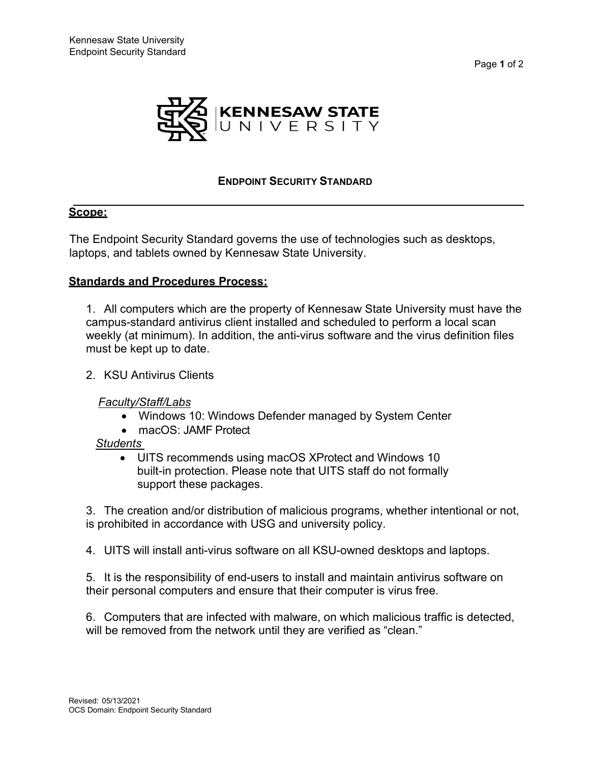# ENDPOINT SECURITY STANDARD

## Scope:

The Endpoint Security Standard governs the use of technologies such as desktops, laptops, and tablets owned by Kennesaw State University.

## Standards and Procedures Process:

1. All computers which are the property of Kennesaw State University must have the campus-standard antivirus client installed and scheduled to perform a local scan weekly (at minimum). In addition, the anti-virus software and the virus definition files must be kept up to date.

2. KSU Antivirus Clients

   *Faculty/Staff/Labs*
   - Windows 10: Windows Defender managed by System Center
   - macOS: JAMF Protect

   *Students*
   - UITS recommends using macOS XProtect and Windows 10 built-in protection. Please note that UITS staff do not formally support these packages.

3. The creation and/or distribution of malicious programs, whether intentional or not, is prohibited in accordance with USG and university policy.

4. UITS will install anti-virus software on all KSU-owned desktops and laptops.

5. It is the responsibility of end-users to install and maintain antivirus software on their personal computers and ensure that their computer is virus free.

6. Computers that are infected with malware, on which malicious traffic is detected, will be removed from the network until they are verified as "clean."

Revised: 05/13/2021
OCS Domain: Endpoint Security Standard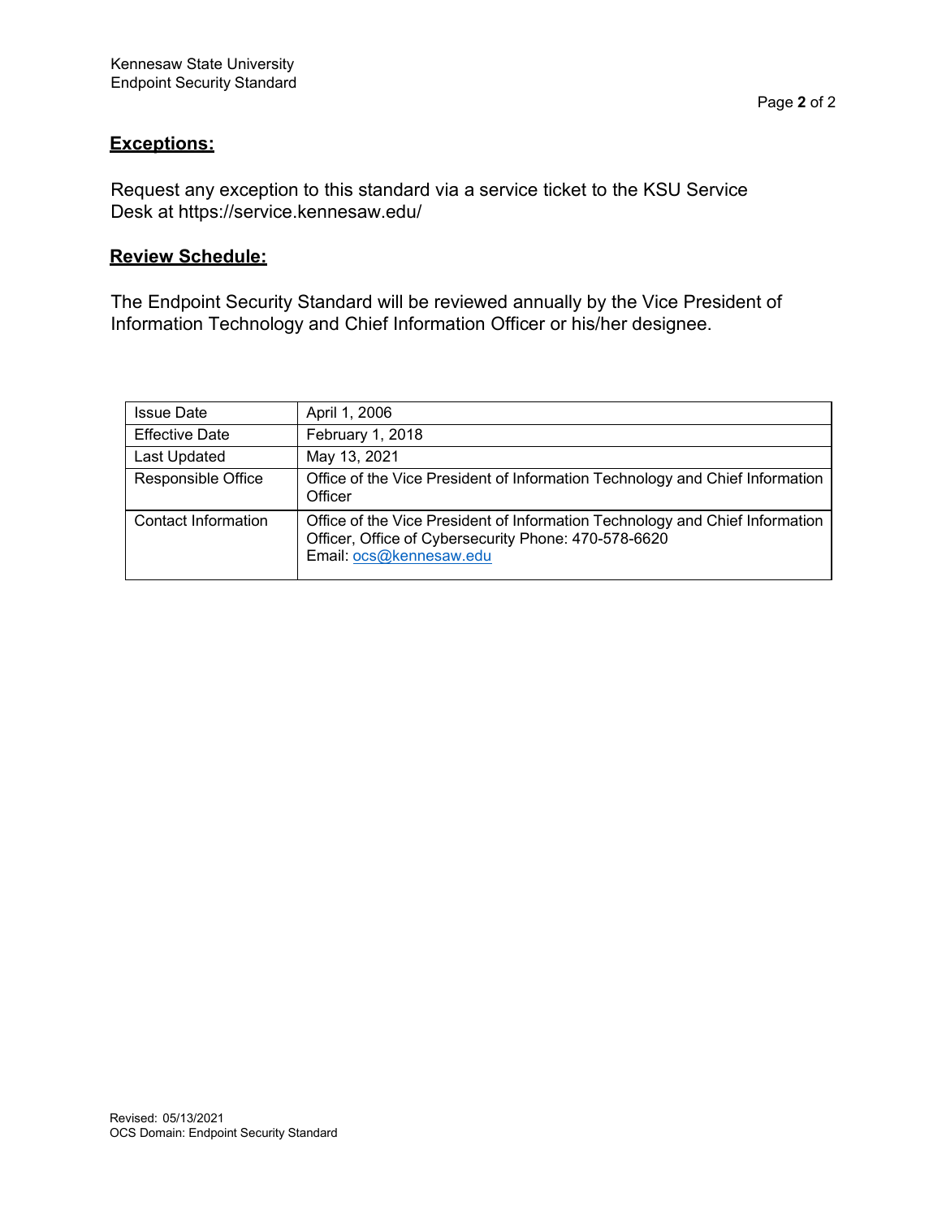## Exceptions:

Request any exception to this standard via a service ticket to the KSU Service Desk at https://service.kennesaw.edu/

## Review Schedule:

The Endpoint Security Standard will be reviewed annually by the Vice President of Information Technology and Chief Information Officer or his/her designee.

| | |
|---|---|
| Issue Date | April 1, 2006 |
| Effective Date | February 1, 2018 |
| Last Updated | May 13, 2021 |
| Responsible Office | Office of the Vice President of Information Technology and Chief Information Officer |
| Contact Information | Office of the Vice President of Information Technology and Chief Information Officer, Office of Cybersecurity Phone: 470-578-6620 Email: ocs@kennesaw.edu |

Revised: 05/13/2021
OCS Domain: Endpoint Security Standard